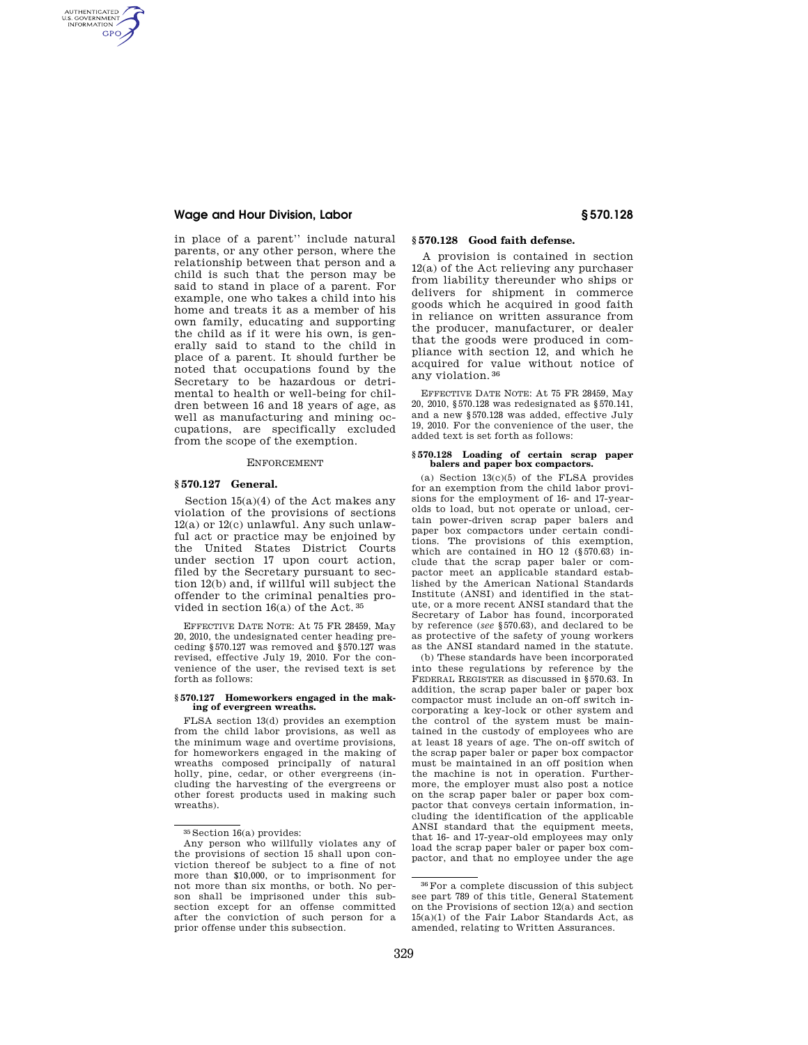in place of a parent'' include natural parents, or any other person, where the relationship between that person and a child is such that the person may be said to stand in place of a parent. For example, one who takes a child into his home and treats it as a member of his own family, educating and supporting the child as if it were his own, is generally said to stand to the child in place of a parent. It should further be noted that occupations found by the Secretary to be hazardous or detrimental to health or well-being for children between 16 and 18 years of age, as well as manufacturing and mining occupations, are specifically excluded from the scope of the exemption.

ENFORCEMENT

### § 570.127 General.

Section 15(a)(4) of the Act makes any violation of the provisions of sections 12(a) or 12(c) unlawful. Any such unlawful act or practice may be enjoined by the United States District Courts under section 17 upon court action, filed by the Secretary pursuant to section 12(b) and, if willful will subject the offender to the criminal penalties provided in section 16(a) of the Act.[35]

EFFECTIVE DATE NOTE: At 75 FR 28459, May 20, 2010, the undesignated center heading preceding § 570.127 was removed and § 570.127 was revised, effective July 19, 2010. For the convenience of the user, the revised text is set forth as follows:

**§ 570.127 Homeworkers engaged in the making of evergreen wreaths.**

FLSA section 13(d) provides an exemption from the child labor provisions, as well as the minimum wage and overtime provisions, for homeworkers engaged in the making of wreaths composed principally of natural holly, pine, cedar, or other evergreens (including the harvesting of the evergreens or other forest products used in making such wreaths).

[35] Section 16(a) provides:

Any person who willfully violates any of the provisions of section 15 shall upon conviction thereof be subject to a fine of not more than $10,000, or to imprisonment for not more than six months, or both. No person shall be imprisoned under this subsection except for an offense committed after the conviction of such person for a prior offense under this subsection.

### § 570.128 Good faith defense.

A provision is contained in section 12(a) of the Act relieving any purchaser from liability thereunder who ships or delivers for shipment in commerce goods which he acquired in good faith in reliance on written assurance from the producer, manufacturer, or dealer that the goods were produced in compliance with section 12, and which he acquired for value without notice of any violation.[36]

EFFECTIVE DATE NOTE: At 75 FR 28459, May 20, 2010, § 570.128 was redesignated as § 570.141, and a new § 570.128 was added, effective July 19, 2010. For the convenience of the user, the added text is set forth as follows:

**§ 570.128 Loading of certain scrap paper balers and paper box compactors.**

(a) Section 13(c)(5) of the FLSA provides for an exemption from the child labor provisions for the employment of 16- and 17-year-olds to load, but not operate or unload, certain power-driven scrap paper balers and paper box compactors under certain conditions. The provisions of this exemption, which are contained in HO 12 (§ 570.63) include that the scrap paper baler or compactor meet an applicable standard established by the American National Standards Institute (ANSI) and identified in the statute, or a more recent ANSI standard that the Secretary of Labor has found, incorporated by reference (*see* § 570.63), and declared to be as protective of the safety of young workers as the ANSI standard named in the statute.

(b) These standards have been incorporated into these regulations by reference by the FEDERAL REGISTER as discussed in § 570.63. In addition, the scrap paper baler or paper box compactor must include an on-off switch incorporating a key-lock or other system and the control of the system must be maintained in the custody of employees who are at least 18 years of age. The on-off switch of the scrap paper baler or paper box compactor must be maintained in an off position when the machine is not in operation. Furthermore, the employer must also post a notice on the scrap paper baler or paper box compactor that conveys certain information, including the identification of the applicable ANSI standard that the equipment meets, that 16- and 17-year-old employees may only load the scrap paper baler or paper box compactor, and that no employee under the age

[36] For a complete discussion of this subject see part 789 of this title, General Statement on the Provisions of section 12(a) and section 15(a)(1) of the Fair Labor Standards Act, as amended, relating to Written Assurances.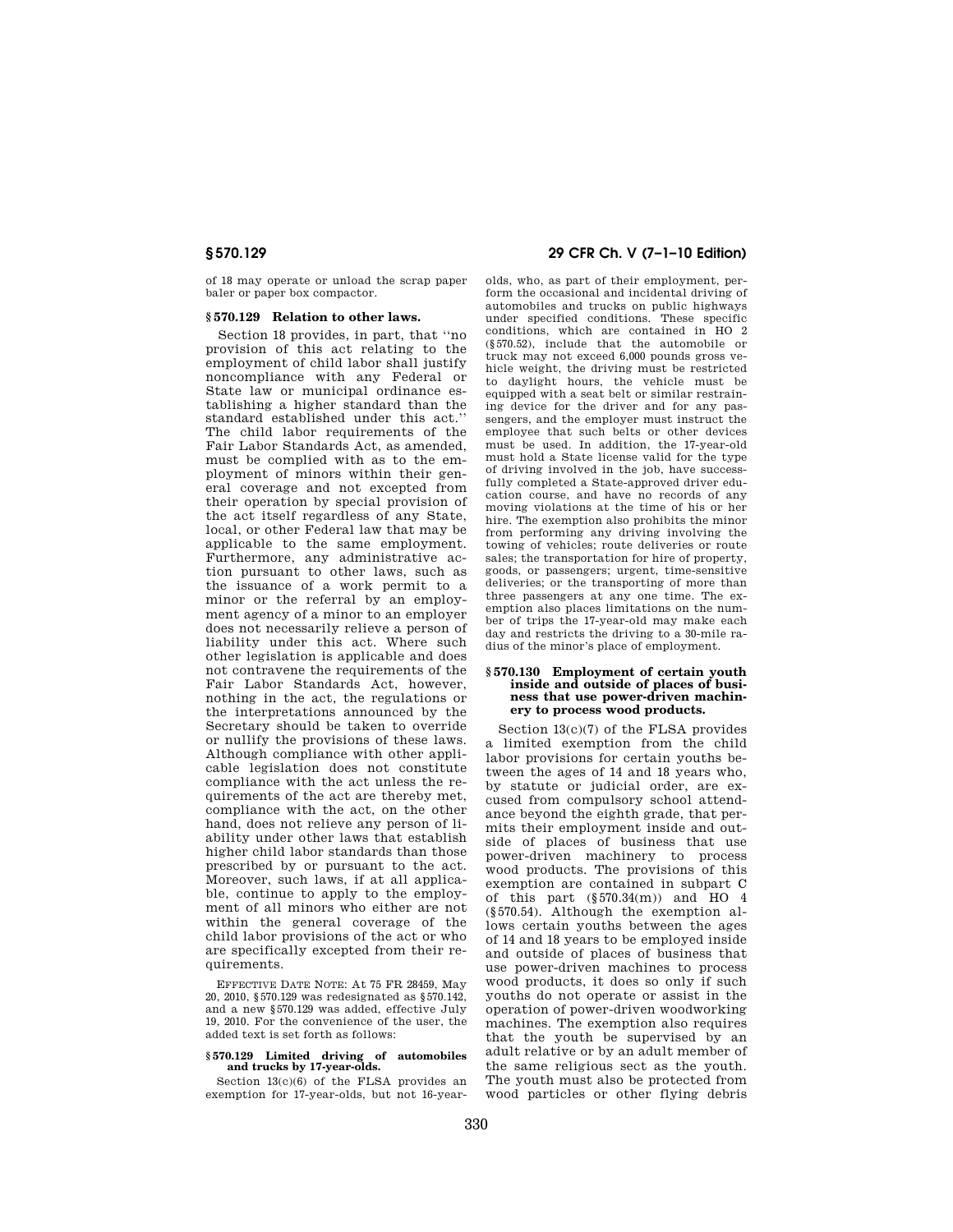of 18 may operate or unload the scrap paper baler or paper box compactor.

### § 570.129 Relation to other laws.

Section 18 provides, in part, that ''no provision of this act relating to the employment of child labor shall justify noncompliance with any Federal or State law or municipal ordinance establishing a higher standard than the standard established under this act.'' The child labor requirements of the Fair Labor Standards Act, as amended, must be complied with as to the employment of minors within their general coverage and not excepted from their operation by special provision of the act itself regardless of any State, local, or other Federal law that may be applicable to the same employment. Furthermore, any administrative action pursuant to other laws, such as the issuance of a work permit to a minor or the referral by an employment agency of a minor to an employer does not necessarily relieve a person of liability under this act. Where such other legislation is applicable and does not contravene the requirements of the Fair Labor Standards Act, however, nothing in the act, the regulations or the interpretations announced by the Secretary should be taken to override or nullify the provisions of these laws. Although compliance with other applicable legislation does not constitute compliance with the act unless the requirements of the act are thereby met, compliance with the act, on the other hand, does not relieve any person of liability under other laws that establish higher child labor standards than those prescribed by or pursuant to the act. Moreover, such laws, if at all applicable, continue to apply to the employment of all minors who either are not within the general coverage of the child labor provisions of the act or who are specifically excepted from their requirements.

EFFECTIVE DATE NOTE: At 75 FR 28459, May 20, 2010, § 570.129 was redesignated as § 570.142, and a new § 570.129 was added, effective July 19, 2010. For the convenience of the user, the added text is set forth as follows:

#### § 570.129 Limited driving of automobiles and trucks by 17-year-olds.

Section 13(c)(6) of the FLSA provides an exemption for 17-year-olds, but not 16-year-olds, who, as part of their employment, perform the occasional and incidental driving of automobiles and trucks on public highways under specified conditions. These specific conditions, which are contained in HO 2 (§ 570.52), include that the automobile or truck may not exceed 6,000 pounds gross vehicle weight, the driving must be restricted to daylight hours, the vehicle must be equipped with a seat belt or similar restraining device for the driver and for any passengers, and the employer must instruct the employee that such belts or other devices must be used. In addition, the 17-year-old must hold a State license valid for the type of driving involved in the job, have successfully completed a State-approved driver education course, and have no records of any moving violations at the time of his or her hire. The exemption also prohibits the minor from performing any driving involving the towing of vehicles; route deliveries or route sales; the transportation for hire of property, goods, or passengers; urgent, time-sensitive deliveries; or the transporting of more than three passengers at any one time. The exemption also places limitations on the number of trips the 17-year-old may make each day and restricts the driving to a 30-mile radius of the minor's place of employment.

#### § 570.130 Employment of certain youth inside and outside of places of business that use power-driven machinery to process wood products.

Section 13(c)(7) of the FLSA provides a limited exemption from the child labor provisions for certain youths between the ages of 14 and 18 years who, by statute or judicial order, are excused from compulsory school attendance beyond the eighth grade, that permits their employment inside and outside of places of business that use power-driven machinery to process wood products. The provisions of this exemption are contained in subpart C of this part (§ 570.34(m)) and HO 4 (§ 570.54). Although the exemption allows certain youths between the ages of 14 and 18 years to be employed inside and outside of places of business that use power-driven machines to process wood products, it does so only if such youths do not operate or assist in the operation of power-driven woodworking machines. The exemption also requires that the youth be supervised by an adult relative or by an adult member of the same religious sect as the youth. The youth must also be protected from wood particles or other flying debris